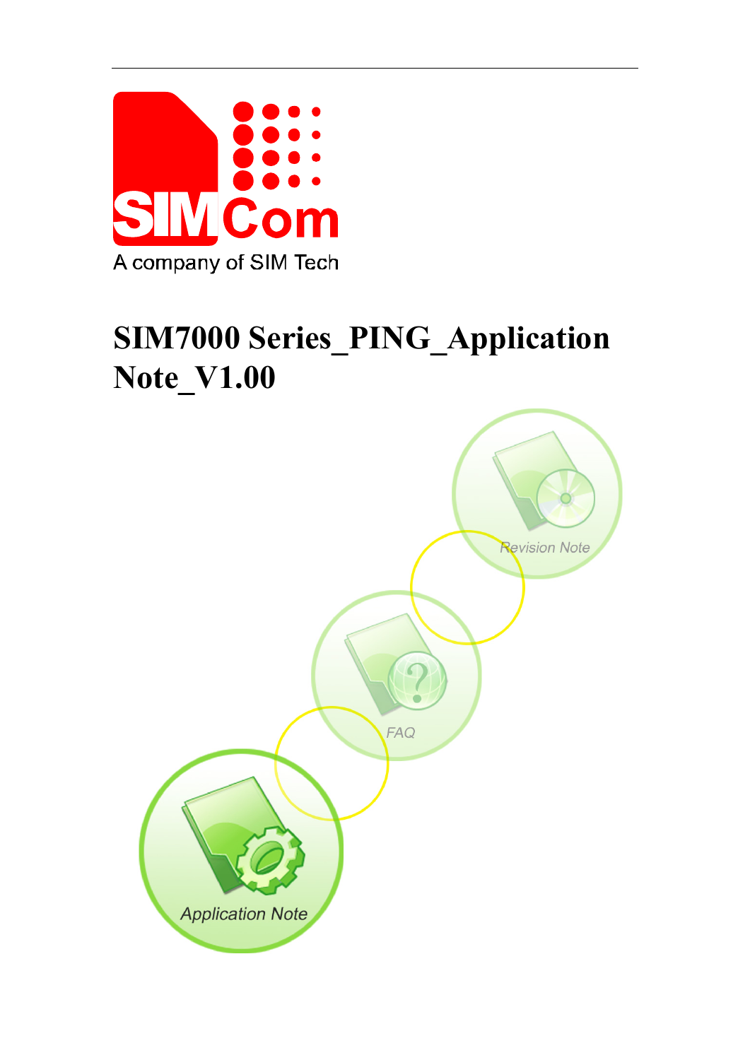A company of SIM Tech

# SIM7000 Series_PING_Application Note_V1.00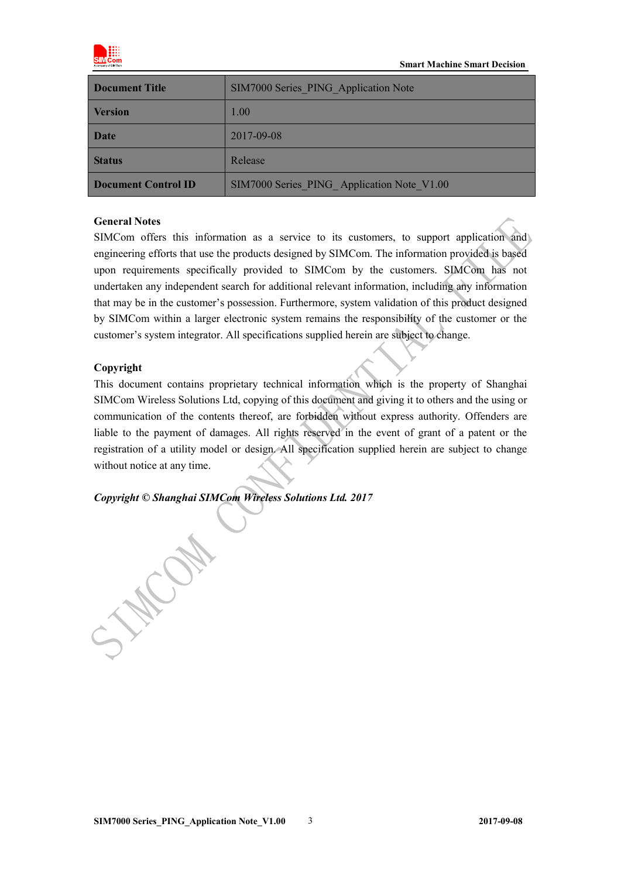| Document Title | SIM7000 Series_PING_Application Note |
|---|---|
| Version | 1.00 |
| Date | 2017-09-08 |
| Status | Release |
| Document Control ID | SIM7000 Series_PING_ Application Note_V1.00 |

**General Notes**

SIMCom offers this information as a service to its customers, to support application and engineering efforts that use the products designed by SIMCom. The information provided is based upon requirements specifically provided to SIMCom by the customers. SIMCom has not undertaken any independent search for additional relevant information, including any information that may be in the customer's possession. Furthermore, system validation of this product designed by SIMCom within a larger electronic system remains the responsibility of the customer or the customer's system integrator. All specifications supplied herein are subject to change.

**Copyright**

This document contains proprietary technical information which is the property of Shanghai SIMCom Wireless Solutions Ltd, copying of this document and giving it to others and the using or communication of the contents thereof, are forbidden without express authority. Offenders are liable to the payment of damages. All rights reserved in the event of grant of a patent or the registration of a utility model or design. All specification supplied herein are subject to change without notice at any time.

***Copyright © Shanghai SIMCom Wireless Solutions Ltd. 2017***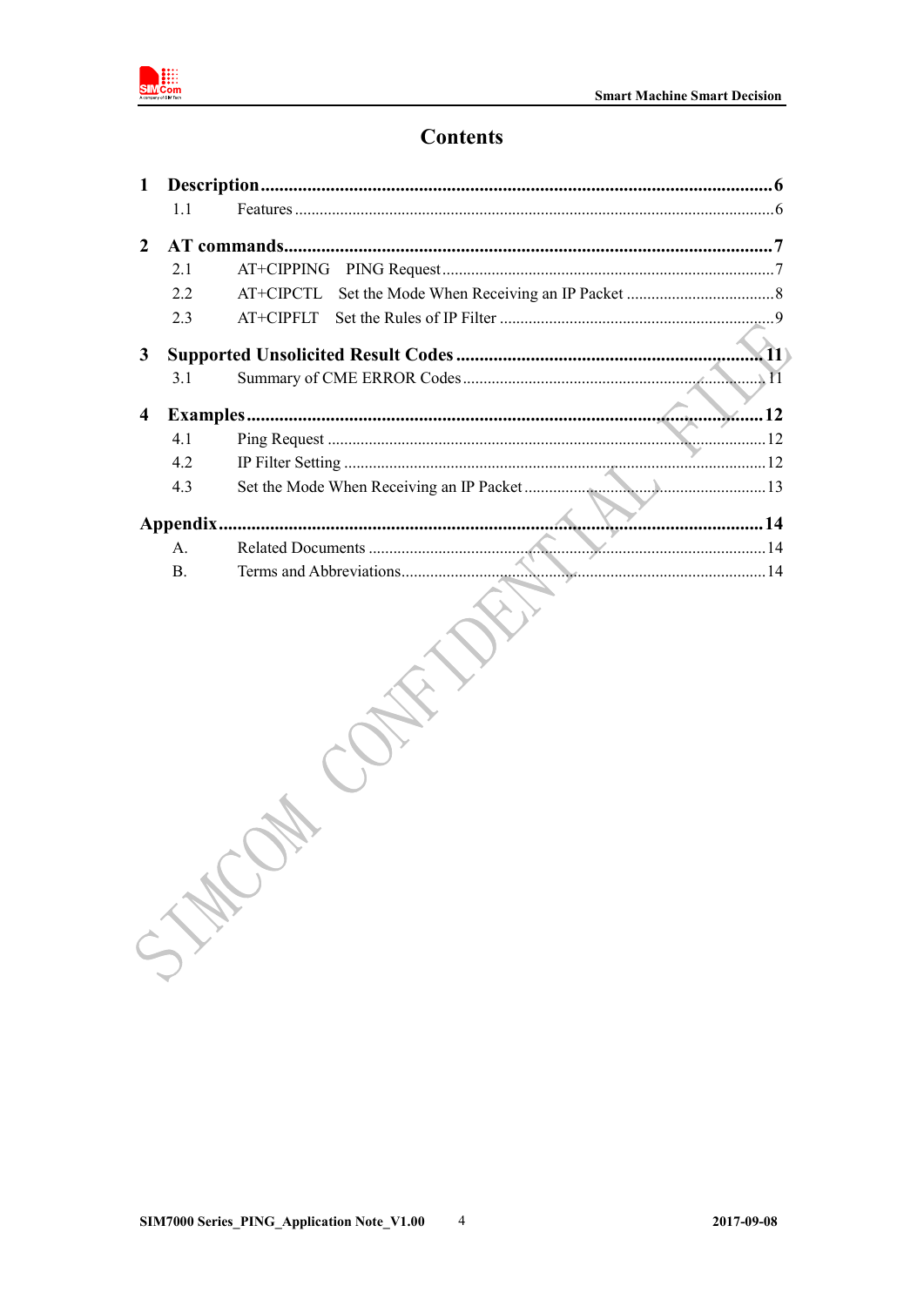# Contents

**1 Description ........................................................................................................ 6**
- 1.1 Features ................................................................................................................ 6

**2 AT commands ..................................................................................................... 7**
- 2.1 AT+CIPPING PING Request ............................................................................... 7
- 2.2 AT+CIPCTL Set the Mode When Receiving an IP Packet ................................... 8
- 2.3 AT+CIPFLT Set the Rules of IP Filter ................................................................ 9

**3 Supported Unsolicited Result Codes ............................................................... 11**
- 3.1 Summary of CME ERROR Codes ........................................................................ 11

**4 Examples ........................................................................................................... 12**
- 4.1 Ping Request ......................................................................................................... 12
- 4.2 IP Filter Setting ..................................................................................................... 12
- 4.3 Set the Mode When Receiving an IP Packet ......................................................... 13

**Appendix ............................................................................................................... 14**
- A. Related Documents ................................................................................................ 14
- B. Terms and Abbreviations ........................................................................................ 14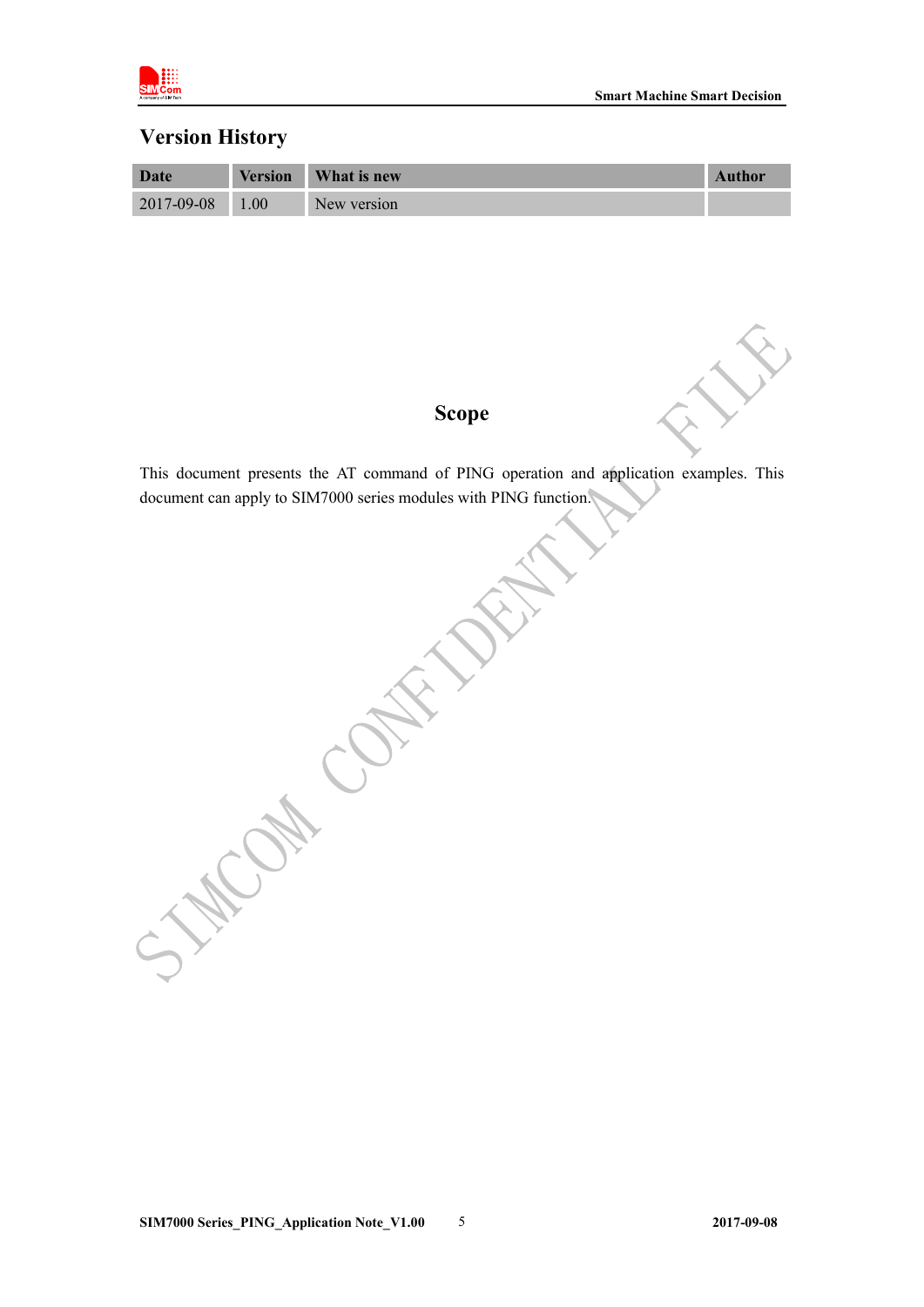## Version History

| Date | Version | What is new | Author |
|---|---|---|---|
| 2017-09-08 | 1.00 | New version | |

## Scope

This document presents the AT command of PING operation and application examples. This document can apply to SIM7000 series modules with PING function.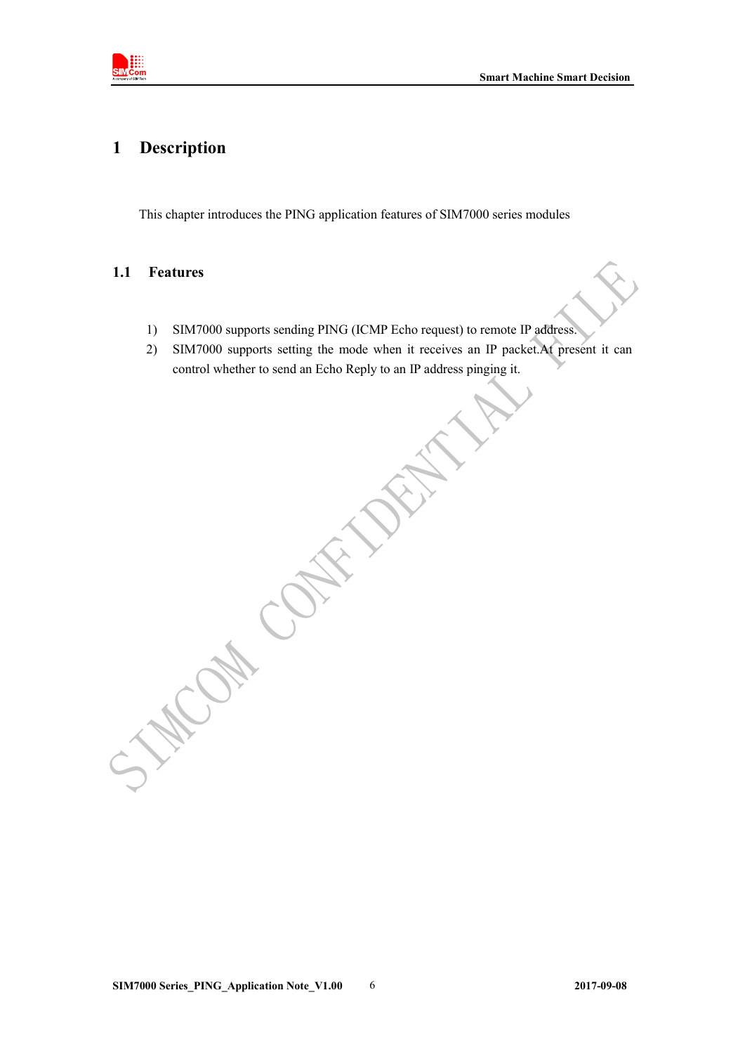# 1 Description

This chapter introduces the PING application features of SIM7000 series modules

## 1.1 Features

1) SIM7000 supports sending PING (ICMP Echo request) to remote IP address.
2) SIM7000 supports setting the mode when it receives an IP packet.At present it can control whether to send an Echo Reply to an IP address pinging it.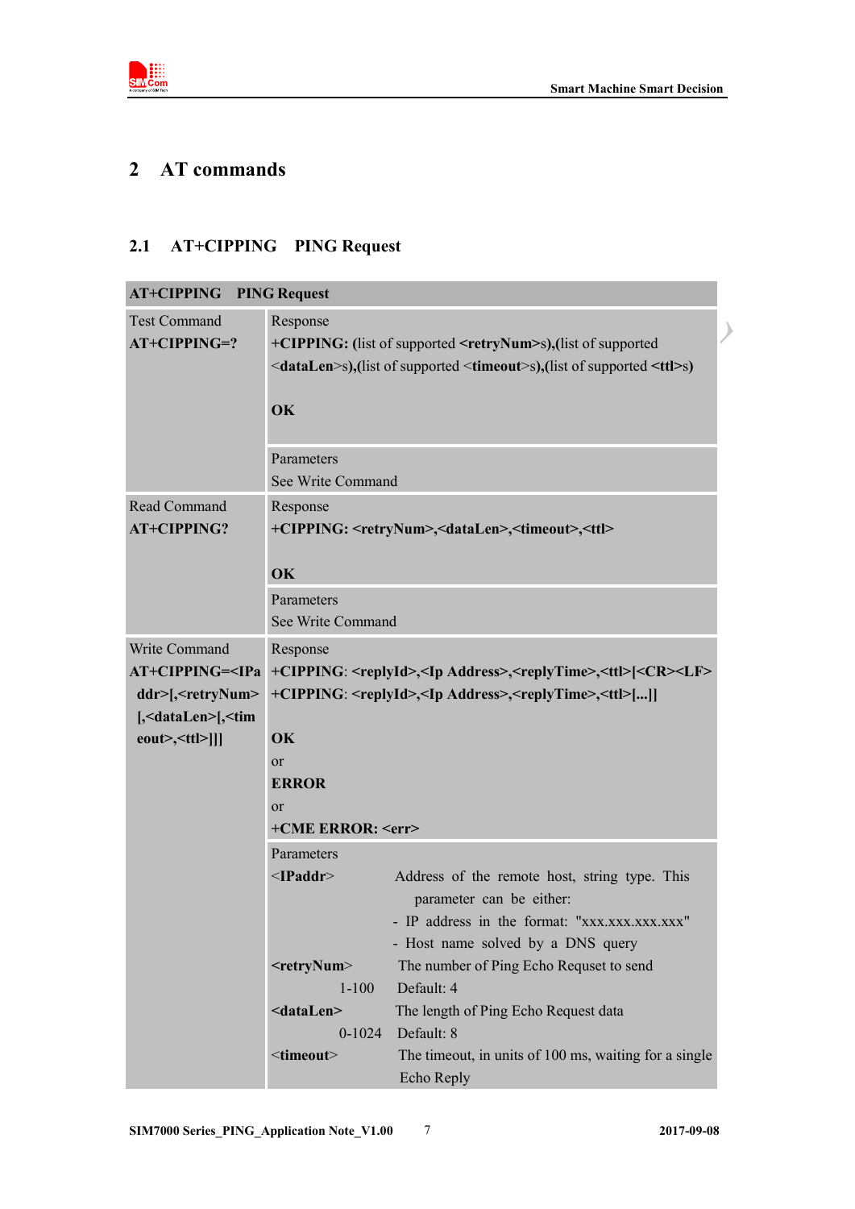# 2 AT commands

## 2.1 AT+CIPPING PING Request

| AT+CIPPING PING Request | |
|---|---|
| Test Command<br>**AT+CIPPING=?** | Response<br>**+CIPPING: (**list of supported **<retryNum>**s**),(**list of supported <**dataLen**>s**),(**list of supported <**timeout**>s**),(**list of supported **<ttl>**s**)**<br><br>**OK** |
| | Parameters<br>See Write Command |
| Read Command<br>**AT+CIPPING?** | Response<br>**+CIPPING: <retryNum>,<dataLen>,<timeout>,<ttl>**<br><br>**OK** |
| | Parameters<br>See Write Command |
| Write Command<br>**AT+CIPPING=<IPaddr>[,<retryNum>[,<dataLen>[,<timeout>,<ttl>]]]** | Response<br>**+CIPPING**: **<replyId>,<Ip Address>,<replyTime>,<ttl>[<CR><LF>+CIPPING**: **<replyId>,<Ip Address>,<replyTime>,<ttl>[...]]**<br><br>**OK**<br>or<br>**ERROR**<br>or<br>**+CME ERROR: <err>** |
| | Parameters<br><**IPaddr**> Address of the remote host, string type. This parameter can be either:<br>- IP address in the format: "xxx.xxx.xxx.xxx"<br>- Host name solved by a DNS query<br>**<retryNum>** The number of Ping Echo Requset to send<br>1-100 Default: 4<br>**<dataLen>** The length of Ping Echo Request data<br>0-1024 Default: 8<br><**timeout**> The timeout, in units of 100 ms, waiting for a single Echo Reply |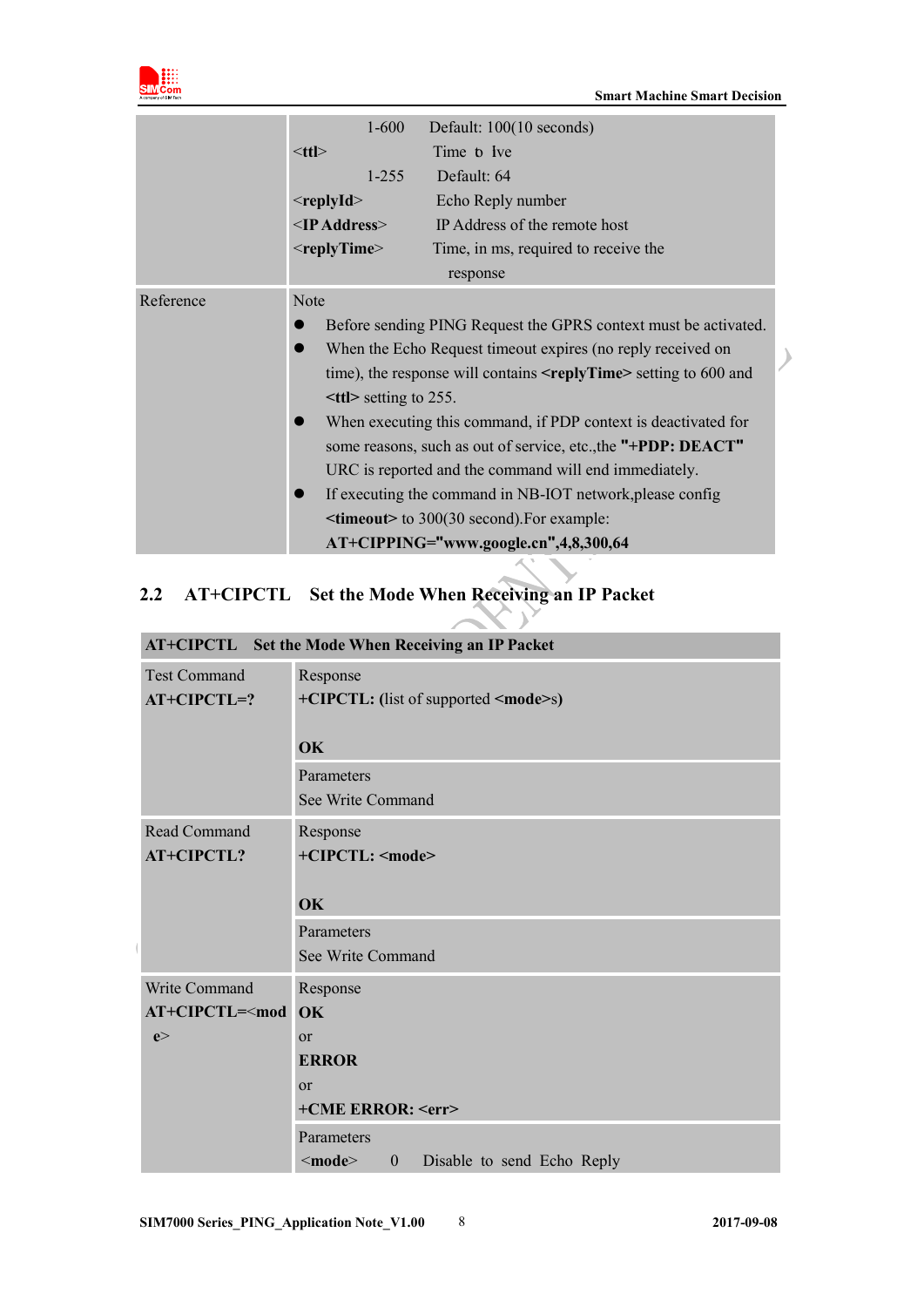| | | | |
|---|---|---|---|
| | | 1-600 | Default: 100(10 seconds) |
| | **<ttl>** | | Time to live |
| | | 1-255 | Default: 64 |
| | **<replyId>** | | Echo Reply number |
| | **<IP Address>** | | IP Address of the remote host |
| | **<replyTime>** | | Time, in ms, required to receive the response |
| Reference | Note<br>● Before sending PING Request the GPRS context must be activated.<br>● When the Echo Request timeout expires (no reply received on time), the response will contains **<replyTime>** setting to 600 and **<ttl>** setting to 255.<br>● When executing this command, if PDP context is deactivated for some reasons, such as out of service, etc.,the **"+PDP: DEACT"** URC is reported and the command will end immediately.<br>● If executing the command in NB-IOT network,please config **<timeout>** to 300(30 second).For example:<br>**AT+CIPPING="www.google.cn",4,8,300,64** | | |

## 2.2 AT+CIPCTL Set the Mode When Receiving an IP Packet

| **AT+CIPCTL Set the Mode When Receiving an IP Packet** | |
|---|---|
| Test Command<br>**AT+CIPCTL=?** | Response<br>**+CIPCTL: (**list of supported **<mode>**s)<br><br>**OK** |
| | Parameters<br>See Write Command |
| Read Command<br>**AT+CIPCTL?** | Response<br>**+CIPCTL: <mode>**<br><br>**OK** |
| | Parameters<br>See Write Command |
| Write Command<br>**AT+CIPCTL=<mode>** | Response<br>**OK**<br>or<br>**ERROR**<br>or<br>**+CME ERROR: <err>** |
| | Parameters<br>**<mode>** 0 Disable to send Echo Reply |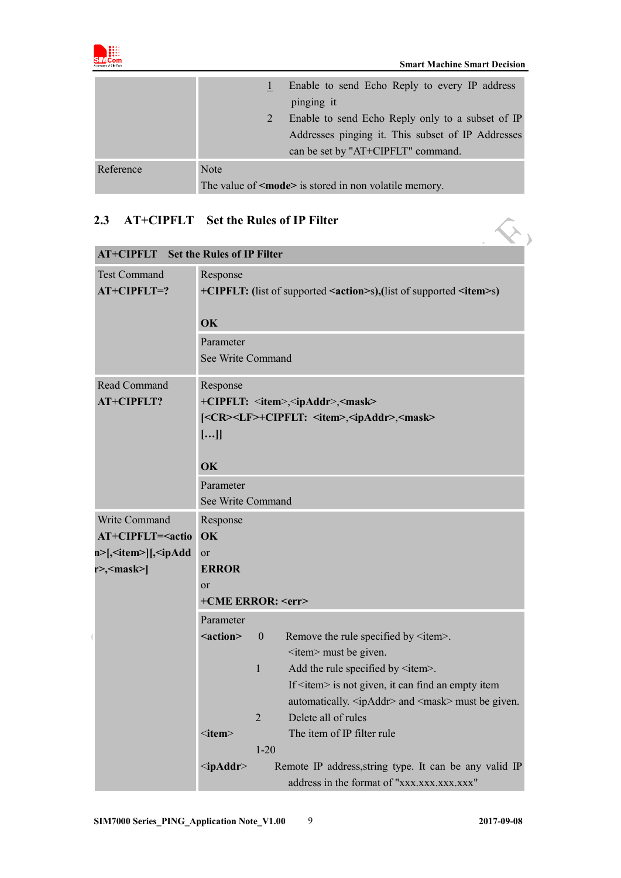| | | |
|---|---|---|
| | 1 | Enable to send Echo Reply to every IP address pinging it |
| | 2 | Enable to send Echo Reply only to a subset of IP Addresses pinging it. This subset of IP Addresses can be set by "AT+CIPFLT" command. |
| Reference | Note<br>The value of **<mode>** is stored in non volatile memory. | |

## 2.3 AT+CIPFLT Set the Rules of IP Filter

| **AT+CIPFLT Set the Rules of IP Filter** | |
|---|---|
| Test Command<br>**AT+CIPFLT=?** | Response<br>**+CIPFLT: (**list of supported **<action>**s**),(**list of supported **<item>**s**)**<br><br>**OK** |
| | Parameter<br>See Write Command |
| Read Command<br>**AT+CIPFLT?** | Response<br>**+CIPFLT: <item>,<ipAddr>,<mask>**<br>**[<CR><LF>+CIPFLT: <item>,<ipAddr>,<mask>**<br>**[…]]**<br><br>**OK** |
| | Parameter<br>See Write Command |
| Write Command<br>**AT+CIPFLT=<action>[,<item>][,<ipAddr>,<mask>]** | Response<br>**OK**<br>or<br>**ERROR**<br>or<br>**+CME ERROR: <err>** |
| | Parameter<br>**<action>** 0 Remove the rule specified by <item>. <item> must be given.<br>1 Add the rule specified by <item>. If <item> is not given, it can find an empty item automatically. <ipAddr> and <mask> must be given.<br>2 Delete all of rules<br><**item**> The item of IP filter rule<br>1-20<br><**ipAddr**> Remote IP address,string type. It can be any valid IP address in the format of "xxx.xxx.xxx.xxx" |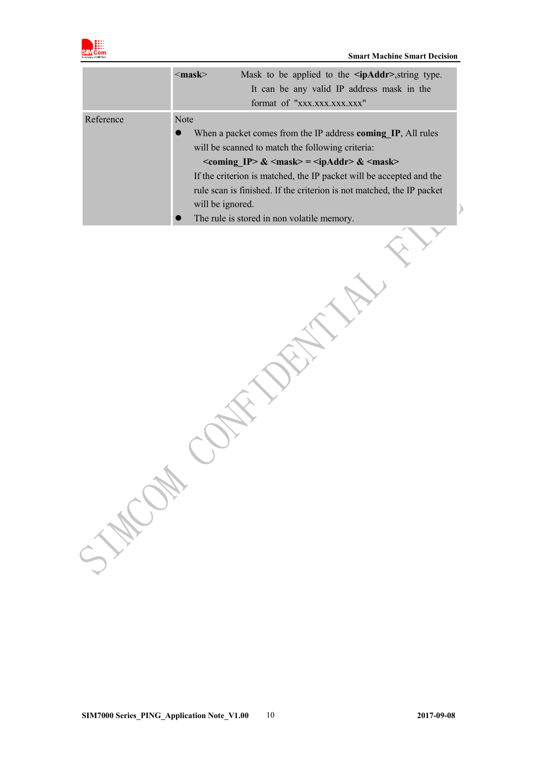| | |
|---|---|
| | **<mask>** Mask to be applied to the **<ipAddr>**,string type. It can be any valid IP address mask in the format of "xxx.xxx.xxx.xxx" |
| Reference | Note<br>● When a packet comes from the IP address **coming_IP**, All rules will be scanned to match the following criteria:<br>**<coming_IP> & <mask> = <ipAddr> & <mask>**<br>If the criterion is matched, the IP packet will be accepted and the rule scan is finished. If the criterion is not matched, the IP packet will be ignored.<br>● The rule is stored in non volatile memory. |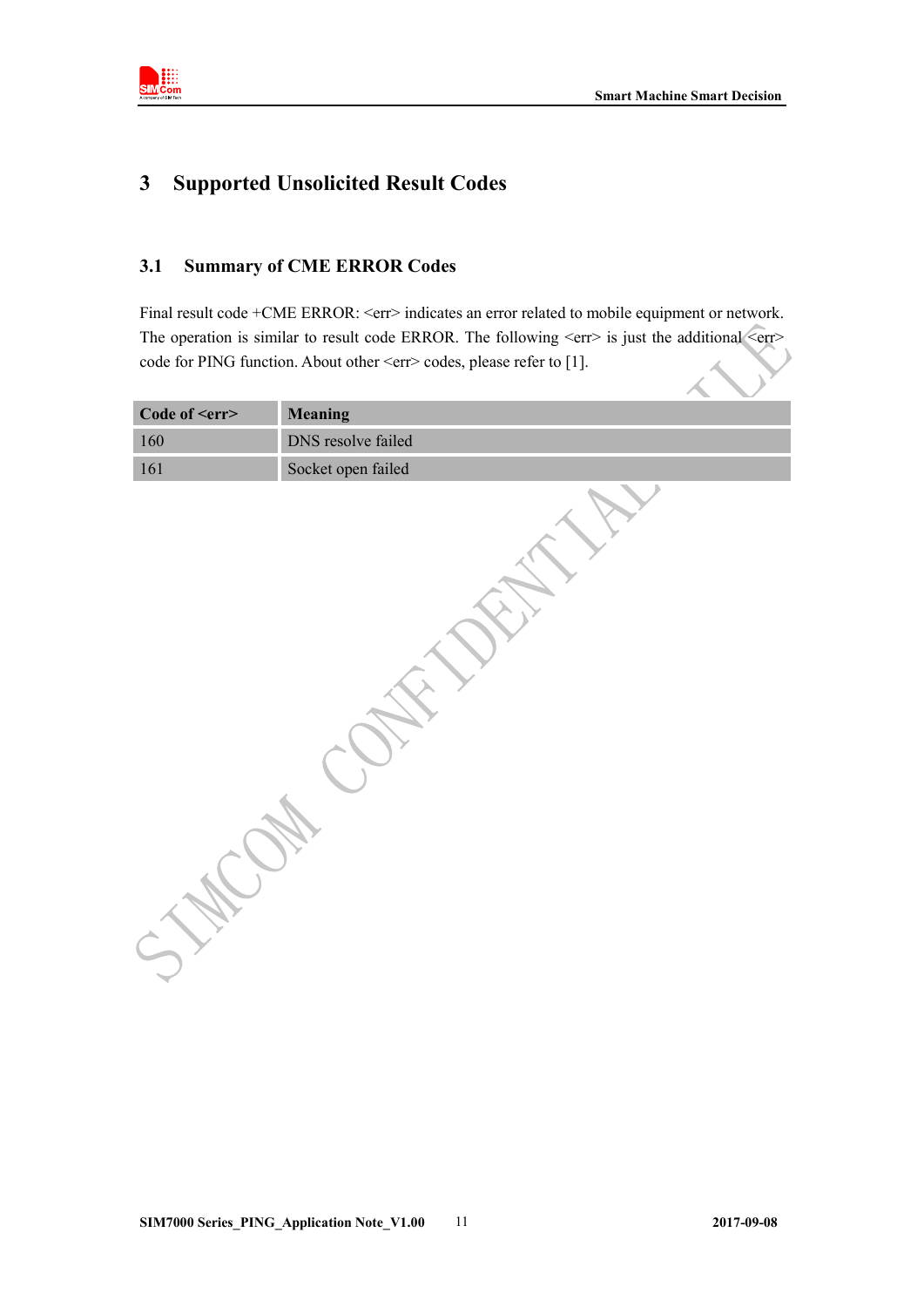# 3 Supported Unsolicited Result Codes

## 3.1 Summary of CME ERROR Codes

Final result code +CME ERROR: <err> indicates an error related to mobile equipment or network. The operation is similar to result code ERROR. The following <err> is just the additional <err> code for PING function. About other <err> codes, please refer to [1].

| Code of <err> | Meaning |
|---|---|
| 160 | DNS resolve failed |
| 161 | Socket open failed |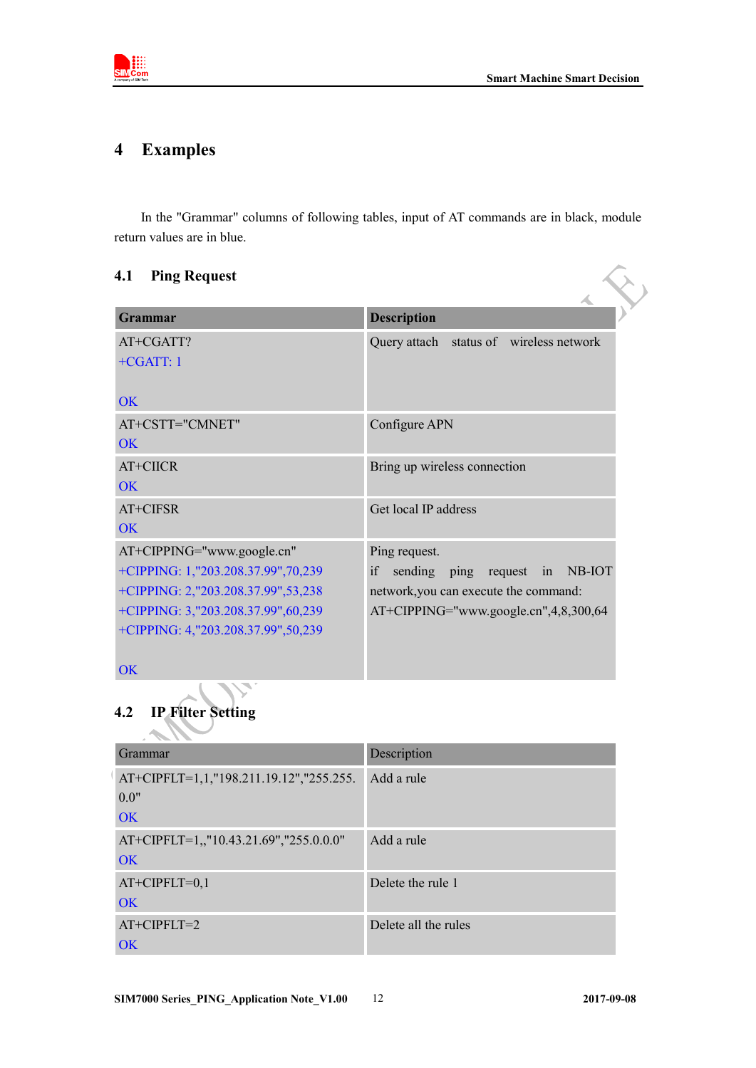# 4 Examples

In the "Grammar" columns of following tables, input of AT commands are in black, module return values are in blue.

## 4.1 Ping Request

| Grammar | Description |
|---|---|
| AT+CGATT?<br>+CGATT: 1<br><br>OK | Query attach status of wireless network |
| AT+CSTT="CMNET"<br>OK | Configure APN |
| AT+CIICR<br>OK | Bring up wireless connection |
| AT+CIFSR<br>OK | Get local IP address |
| AT+CIPPING="www.google.cn"<br>+CIPPING: 1,"203.208.37.99",70,239<br>+CIPPING: 2,"203.208.37.99",53,238<br>+CIPPING: 3,"203.208.37.99",60,239<br>+CIPPING: 4,"203.208.37.99",50,239<br><br>OK | Ping request.<br>if sending ping request in NB-IOT network,you can execute the command:<br>AT+CIPPING="www.google.cn",4,8,300,64 |

## 4.2 IP Filter Setting

| Grammar | Description |
|---|---|
| AT+CIPFLT=1,1,"198.211.19.12","255.255.0.0"<br>OK | Add a rule |
| AT+CIPFLT=1,,"10.43.21.69","255.0.0.0"<br>OK | Add a rule |
| AT+CIPFLT=0,1<br>OK | Delete the rule 1 |
| AT+CIPFLT=2<br>OK | Delete all the rules |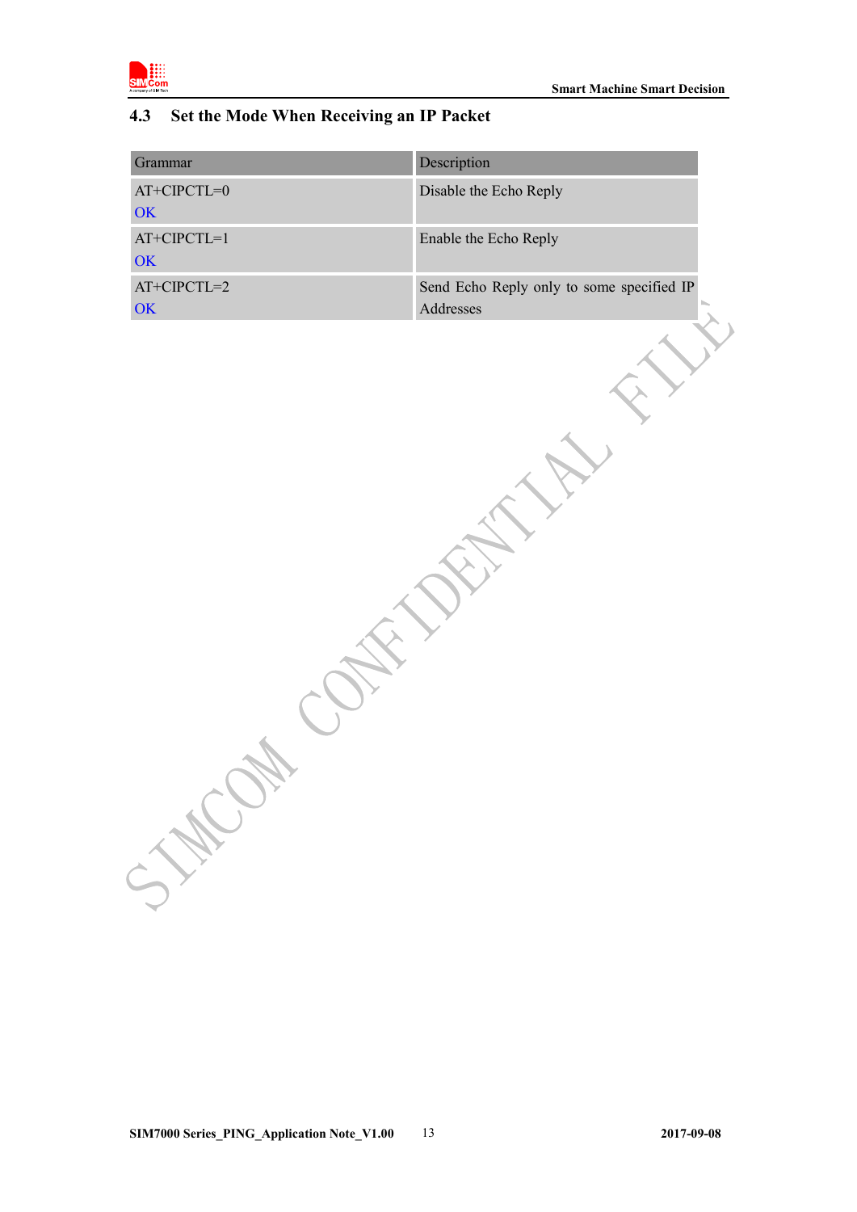### 4.3 Set the Mode When Receiving an IP Packet

| Grammar | Description |
|---|---|
| AT+CIPCTL=0<br>OK | Disable the Echo Reply |
| AT+CIPCTL=1<br>OK | Enable the Echo Reply |
| AT+CIPCTL=2<br>OK | Send Echo Reply only to some specified IP Addresses |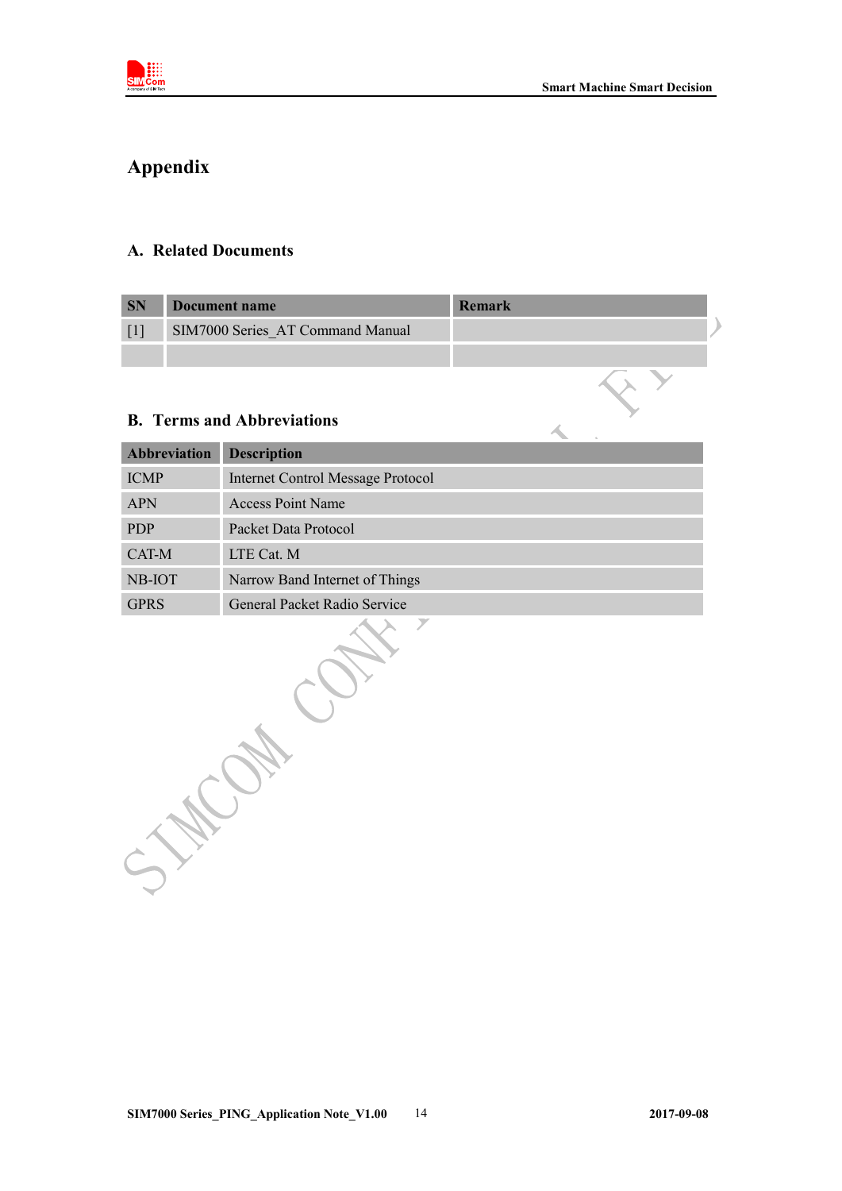# Appendix

## A. Related Documents

| SN | Document name | Remark |
|---|---|---|
| [1] | SIM7000 Series_AT Command Manual | |
| | | |

## B. Terms and Abbreviations

| Abbreviation | Description |
|---|---|
| ICMP | Internet Control Message Protocol |
| APN | Access Point Name |
| PDP | Packet Data Protocol |
| CAT-M | LTE Cat. M |
| NB-IOT | Narrow Band Internet of Things |
| GPRS | General Packet Radio Service |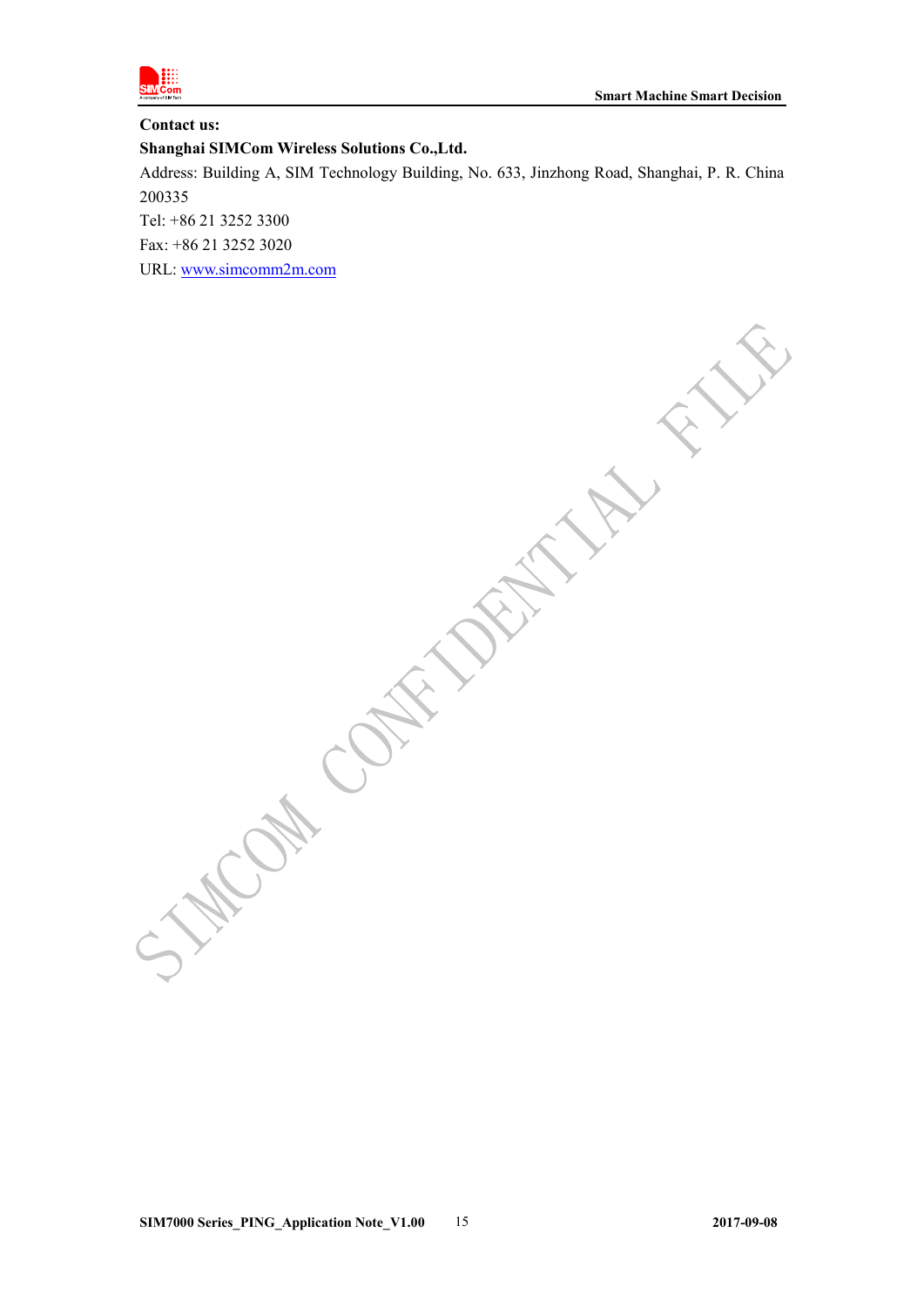**Contact us:**

**Shanghai SIMCom Wireless Solutions Co.,Ltd.**

Address: Building A, SIM Technology Building, No. 633, Jinzhong Road, Shanghai, P. R. China 200335

Tel: +86 21 3252 3300

Fax: +86 21 3252 3020

URL: [www.simcomm2m.com](http://www.simcomm2m.com)